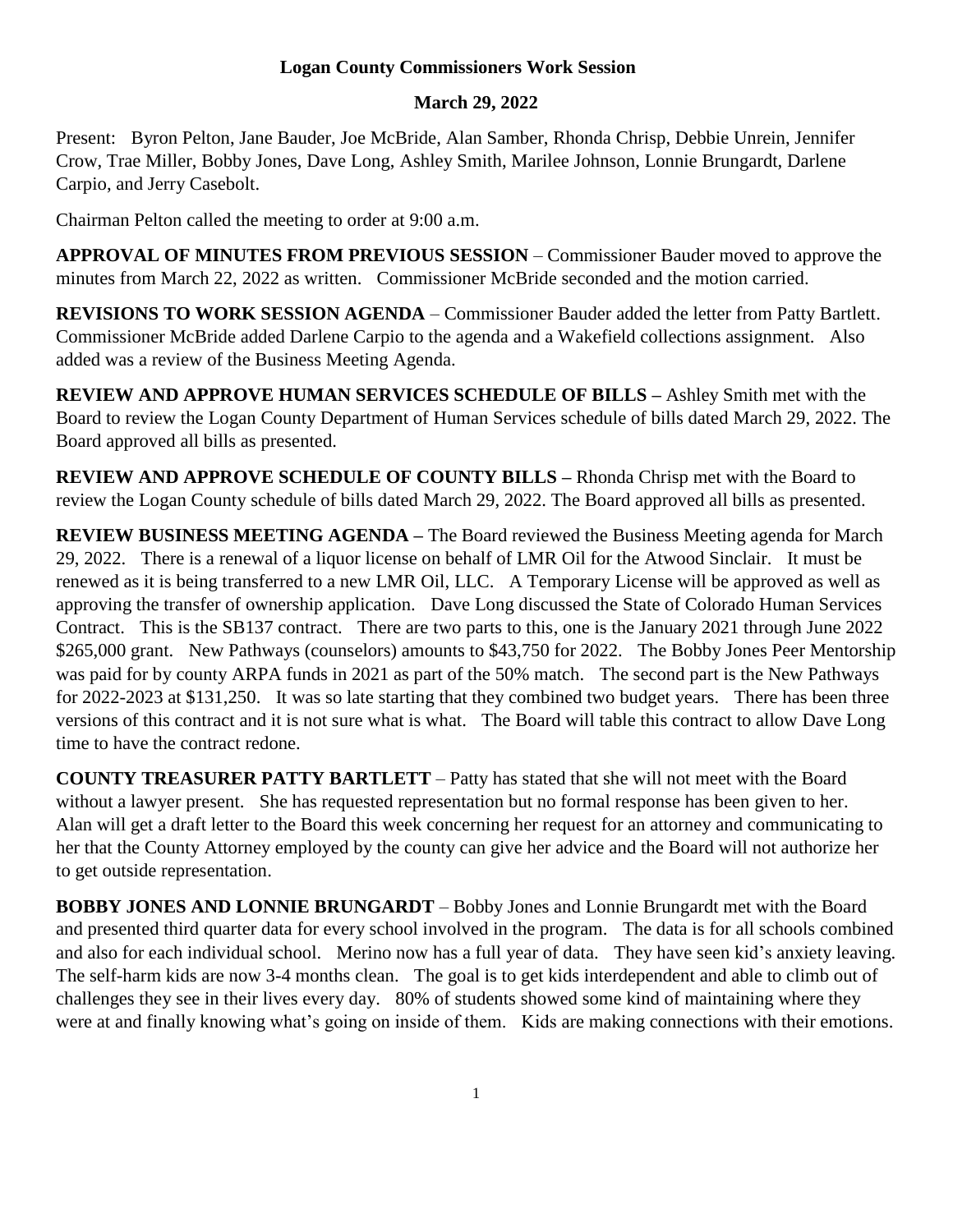**Logan County Commissioners Work Session**

**March 29, 2022**

Present: Byron Pelton, Jane Bauder, Joe McBride, Alan Samber, Rhonda Chrisp, Debbie Unrein, Jennifer Crow, Trae Miller, Bobby Jones, Dave Long, Ashley Smith, Marilee Johnson, Lonnie Brungardt, Darlene Carpio, and Jerry Casebolt.

Chairman Pelton called the meeting to order at 9:00 a.m.

**APPROVAL OF MINUTES FROM PREVIOUS SESSION** – Commissioner Bauder moved to approve the minutes from March 22, 2022 as written. Commissioner McBride seconded and the motion carried.

**REVISIONS TO WORK SESSION AGENDA** – Commissioner Bauder added the letter from Patty Bartlett. Commissioner McBride added Darlene Carpio to the agenda and a Wakefield collections assignment. Also added was a review of the Business Meeting Agenda.

**REVIEW AND APPROVE HUMAN SERVICES SCHEDULE OF BILLS –** Ashley Smith met with the Board to review the Logan County Department of Human Services schedule of bills dated March 29, 2022. The Board approved all bills as presented.

**REVIEW AND APPROVE SCHEDULE OF COUNTY BILLS –** Rhonda Chrisp met with the Board to review the Logan County schedule of bills dated March 29, 2022. The Board approved all bills as presented.

**REVIEW BUSINESS MEETING AGENDA –** The Board reviewed the Business Meeting agenda for March 29, 2022. There is a renewal of a liquor license on behalf of LMR Oil for the Atwood Sinclair. It must be renewed as it is being transferred to a new LMR Oil, LLC. A Temporary License will be approved as well as approving the transfer of ownership application. Dave Long discussed the State of Colorado Human Services Contract. This is the SB137 contract. There are two parts to this, one is the January 2021 through June 2022 $265,000 grant. New Pathways (counselors) amounts to $43,750 for 2022. The Bobby Jones Peer Mentorship was paid for by county ARPA funds in 2021 as part of the 50% match. The second part is the New Pathways for 2022-2023 at $131,250. It was so late starting that they combined two budget years. There has been three versions of this contract and it is not sure what is what. The Board will table this contract to allow Dave Long time to have the contract redone.

**COUNTY TREASURER PATTY BARTLETT** – Patty has stated that she will not meet with the Board without a lawyer present. She has requested representation but no formal response has been given to her. Alan will get a draft letter to the Board this week concerning her request for an attorney and communicating to her that the County Attorney employed by the county can give her advice and the Board will not authorize her to get outside representation.

**BOBBY JONES AND LONNIE BRUNGARDT** – Bobby Jones and Lonnie Brungardt met with the Board and presented third quarter data for every school involved in the program. The data is for all schools combined and also for each individual school. Merino now has a full year of data. They have seen kid's anxiety leaving. The self-harm kids are now 3-4 months clean. The goal is to get kids interdependent and able to climb out of challenges they see in their lives every day. 80% of students showed some kind of maintaining where they were at and finally knowing what's going on inside of them. Kids are making connections with their emotions.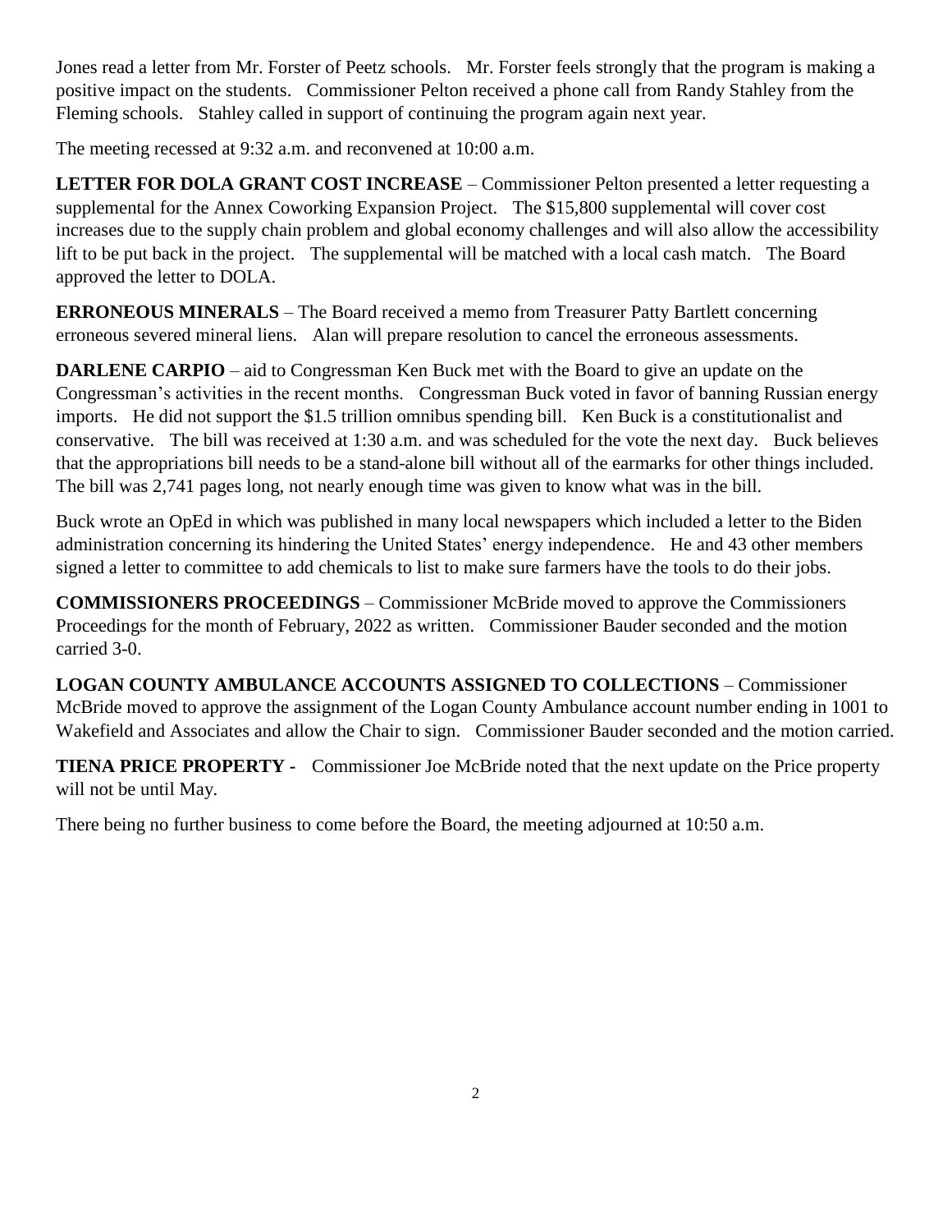Jones read a letter from Mr. Forster of Peetz schools. Mr. Forster feels strongly that the program is making a positive impact on the students. Commissioner Pelton received a phone call from Randy Stahley from the Fleming schools. Stahley called in support of continuing the program again next year.

The meeting recessed at 9:32 a.m. and reconvened at 10:00 a.m.

**LETTER FOR DOLA GRANT COST INCREASE** – Commissioner Pelton presented a letter requesting a supplemental for the Annex Coworking Expansion Project. The $15,800 supplemental will cover cost increases due to the supply chain problem and global economy challenges and will also allow the accessibility lift to be put back in the project. The supplemental will be matched with a local cash match. The Board approved the letter to DOLA.

**ERRONEOUS MINERALS** – The Board received a memo from Treasurer Patty Bartlett concerning erroneous severed mineral liens. Alan will prepare resolution to cancel the erroneous assessments.

**DARLENE CARPIO** – aid to Congressman Ken Buck met with the Board to give an update on the Congressman's activities in the recent months. Congressman Buck voted in favor of banning Russian energy imports. He did not support the $1.5 trillion omnibus spending bill. Ken Buck is a constitutionalist and conservative. The bill was received at 1:30 a.m. and was scheduled for the vote the next day. Buck believes that the appropriations bill needs to be a stand-alone bill without all of the earmarks for other things included. The bill was 2,741 pages long, not nearly enough time was given to know what was in the bill.

Buck wrote an OpEd in which was published in many local newspapers which included a letter to the Biden administration concerning its hindering the United States' energy independence. He and 43 other members signed a letter to committee to add chemicals to list to make sure farmers have the tools to do their jobs.

**COMMISSIONERS PROCEEDINGS** – Commissioner McBride moved to approve the Commissioners Proceedings for the month of February, 2022 as written. Commissioner Bauder seconded and the motion carried 3-0.

**LOGAN COUNTY AMBULANCE ACCOUNTS ASSIGNED TO COLLECTIONS** – Commissioner McBride moved to approve the assignment of the Logan County Ambulance account number ending in 1001 to Wakefield and Associates and allow the Chair to sign. Commissioner Bauder seconded and the motion carried.

**TIENA PRICE PROPERTY -** Commissioner Joe McBride noted that the next update on the Price property will not be until May.

There being no further business to come before the Board, the meeting adjourned at 10:50 a.m.